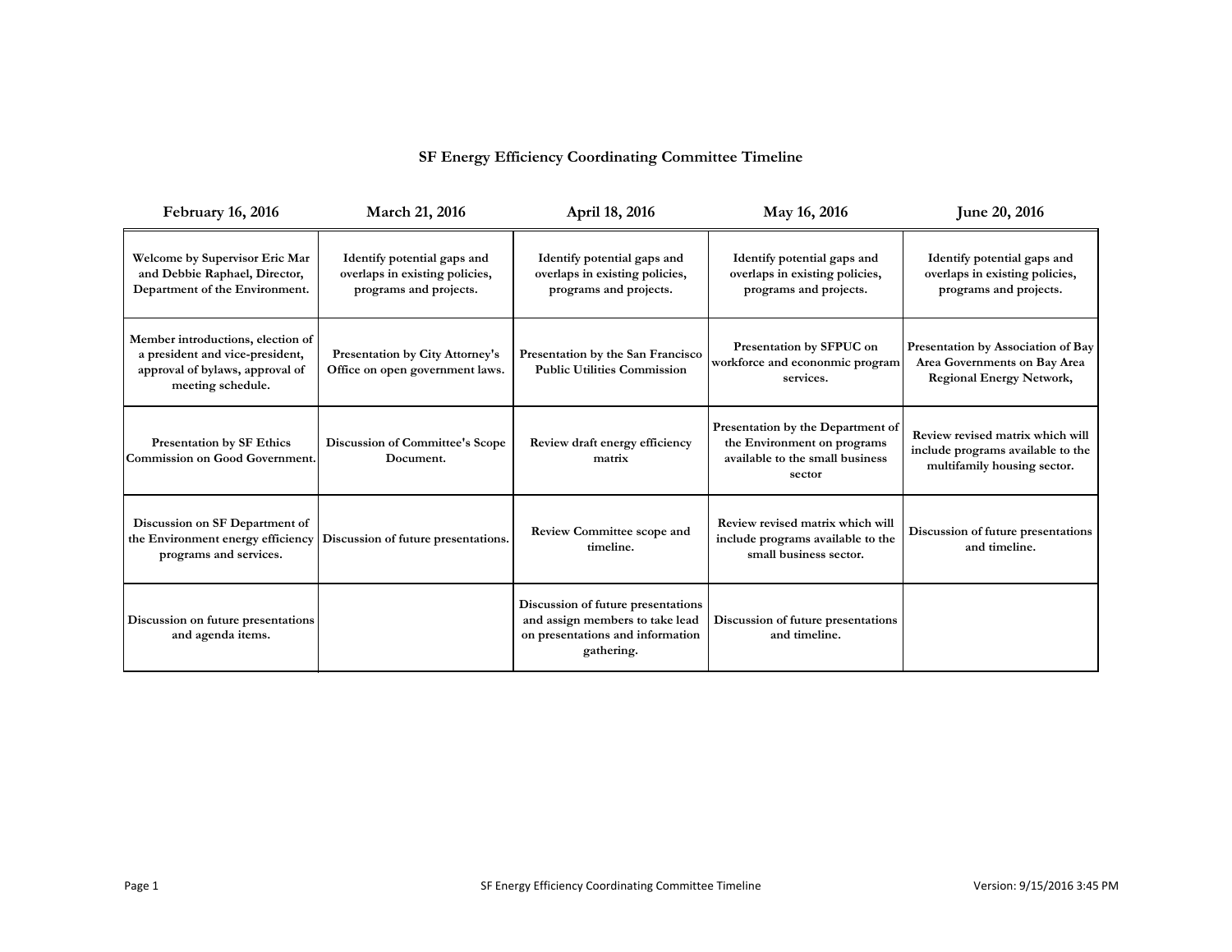# SF Energy Efficiency Coordinating Committee Timeline

| February 16, 2016 | March 21, 2016 | April 18, 2016 | May 16, 2016 | June 20, 2016 |
|---|---|---|---|---|
| **Welcome by Supervisor Eric Mar and Debbie Raphael, Director, Department of the Environment.** | **Identify potential gaps and overlaps in existing policies, programs and projects.** | **Identify potential gaps and overlaps in existing policies, programs and projects.** | **Identify potential gaps and overlaps in existing policies, programs and projects.** | **Identify potential gaps and overlaps in existing policies, programs and projects.** |
| **Member introductions, election of a president and vice-president, approval of bylaws, approval of meeting schedule.** | **Presentation by City Attorney's Office on open government laws.** | **Presentation by the San Francisco Public Utilities Commission** | **Presentation by SFPUC on workforce and econonmic program services.** | **Presentation by Association of Bay Area Governments on Bay Area Regional Energy Network,** |
| **Presentation by SF Ethics Commission on Good Government.** | **Discussion of Committee's Scope Document.** | **Review draft energy efficiency matrix** | **Presentation by the Department of the Environment on programs available to the small business sector** | **Review revised matrix which will include programs available to the multifamily housing sector.** |
| **Discussion on SF Department of the Environment energy efficiency programs and services.** | **Discussion of future presentations.** | **Review Committee scope and timeline.** | **Review revised matrix which will include programs available to the small business sector.** | **Discussion of future presentations and timeline.** |
| **Discussion on future presentations and agenda items.** | | **Discussion of future presentations and assign members to take lead on presentations and information gathering.** | **Discussion of future presentations and timeline.** | |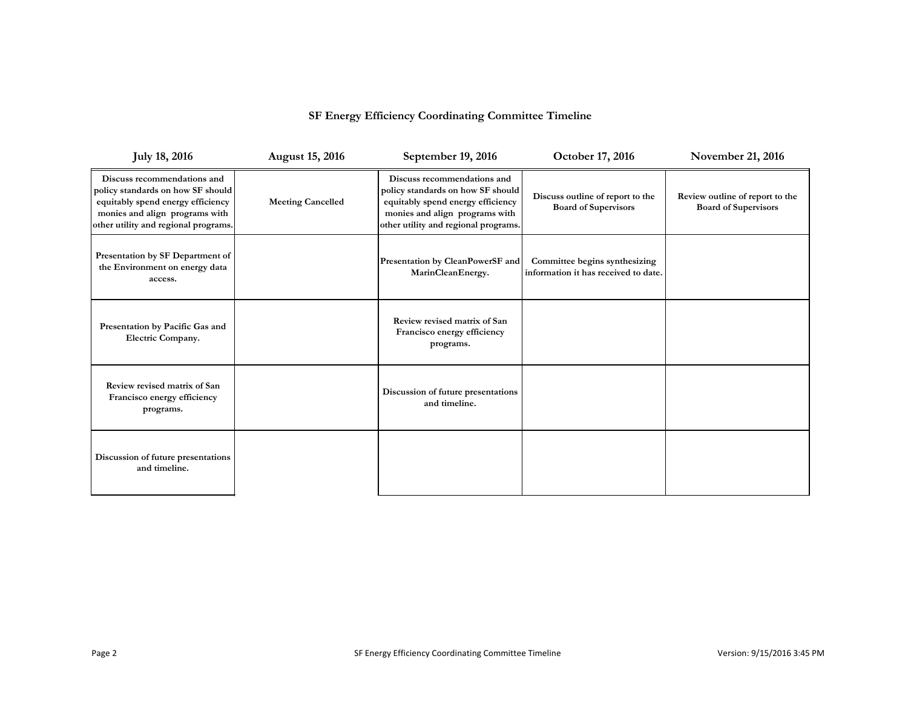## SF Energy Efficiency Coordinating Committee Timeline

| July 18, 2016 | August 15, 2016 | September 19, 2016 | October 17, 2016 | November 21, 2016 |
|---|---|---|---|---|
| Discuss recommendations and policy standards on how SF should equitably spend energy efficiency monies and align programs with other utility and regional programs. | Meeting Cancelled | Discuss recommendations and policy standards on how SF should equitably spend energy efficiency monies and align programs with other utility and regional programs. | Discuss outline of report to the Board of Supervisors | Review outline of report to the Board of Supervisors |
| Presentation by SF Department of the Environment on energy data access. | | Presentation by CleanPowerSF and MarinCleanEnergy. | Committee begins synthesizing information it has received to date. | |
| Presentation by Pacific Gas and Electric Company. | | Review revised matrix of San Francisco energy efficiency programs. | | |
| Review revised matrix of San Francisco energy efficiency programs. | | Discussion of future presentations and timeline. | | |
| Discussion of future presentations and timeline. | | | | |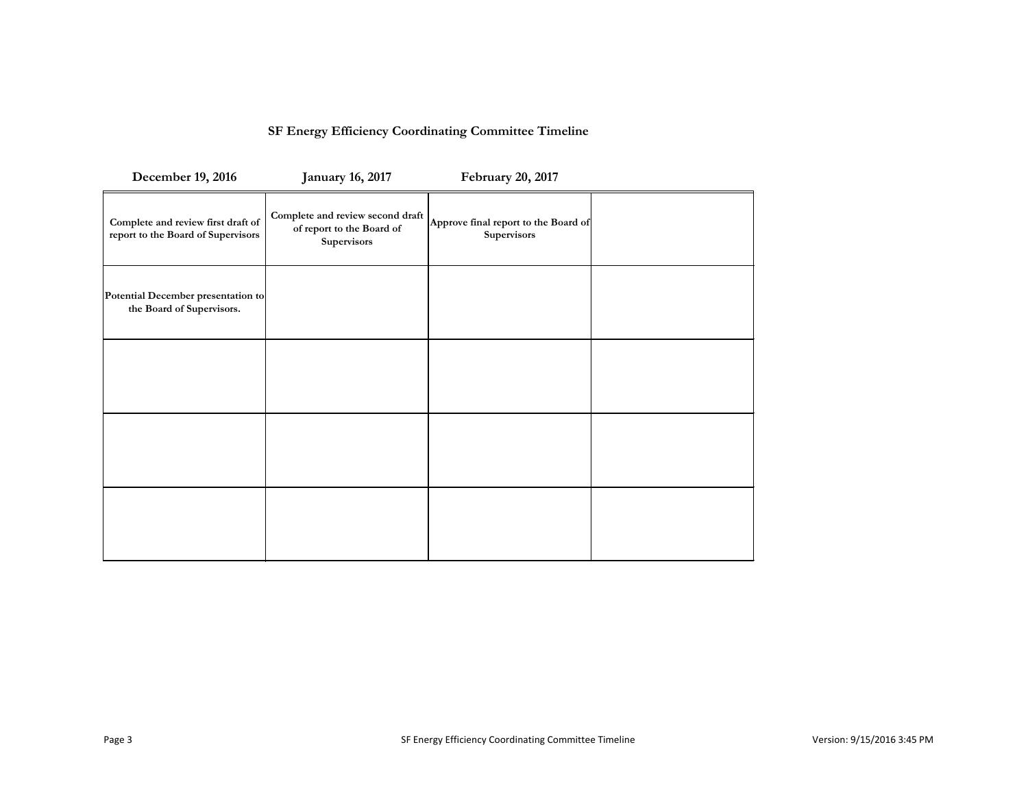### SF Energy Efficiency Coordinating Committee Timeline

| December 19, 2016 | January 16, 2017 | February 20, 2017 | |
|---|---|---|---|
| **Complete and review first draft of report to the Board of Supervisors** | **Complete and review second draft of report to the Board of Supervisors** | **Approve final report to the Board of Supervisors** | |
| **Potential December presentation to the Board of Supervisors.** | | | |
| | | | |
| | | | |
| | | | |